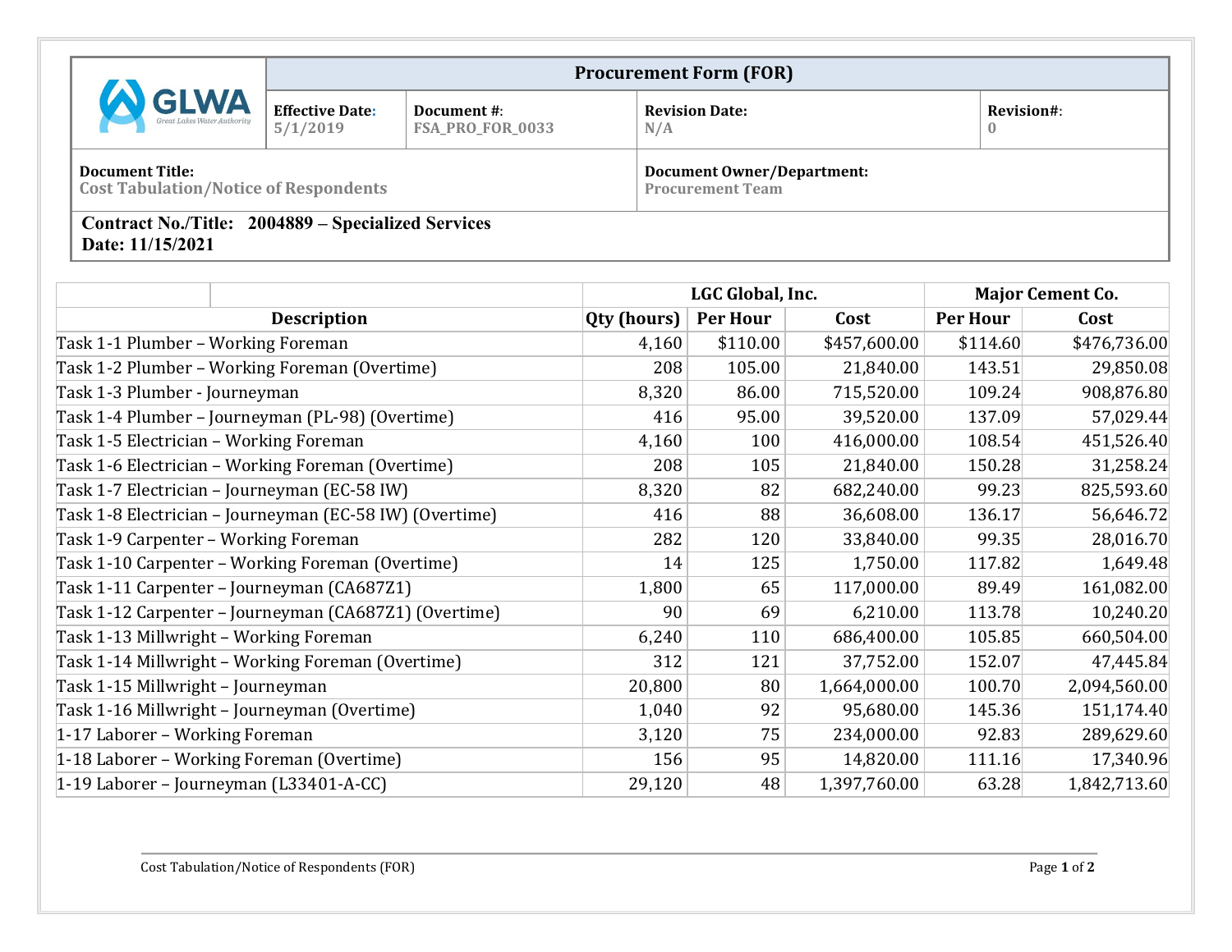| GLWA Great Lakes Water Authority | Procurement Form (FOR) | | | |
|---|---|---|---|---|
| | **Effective Date:** 5/1/2019 | **Document #:** FSA_PRO_FOR_0033 | **Revision Date:** N/A | **Revision#:** 0 |
| **Document Title:** Cost Tabulation/Notice of Respondents | | | **Document Owner/Department:** Procurement Team | |

**Contract No./Title: 2004889 – Specialized Services**
**Date: 11/15/2021**

| | LGC Global, Inc. | | | Major Cement Co. | |
|---|---|---|---|---|---|
| **Description** | **Qty (hours)** | **Per Hour** | **Cost** | **Per Hour** | **Cost** |
| Task 1-1 Plumber – Working Foreman | 4,160 | $110.00 | $457,600.00 | $114.60 | $476,736.00 |
| Task 1-2 Plumber – Working Foreman (Overtime) | 208 | 105.00 | 21,840.00 | 143.51 | 29,850.08 |
| Task 1-3 Plumber - Journeyman | 8,320 | 86.00 | 715,520.00 | 109.24 | 908,876.80 |
| Task 1-4 Plumber – Journeyman (PL-98) (Overtime) | 416 | 95.00 | 39,520.00 | 137.09 | 57,029.44 |
| Task 1-5 Electrician – Working Foreman | 4,160 | 100 | 416,000.00 | 108.54 | 451,526.40 |
| Task 1-6 Electrician – Working Foreman (Overtime) | 208 | 105 | 21,840.00 | 150.28 | 31,258.24 |
| Task 1-7 Electrician – Journeyman (EC-58 IW) | 8,320 | 82 | 682,240.00 | 99.23 | 825,593.60 |
| Task 1-8 Electrician – Journeyman (EC-58 IW) (Overtime) | 416 | 88 | 36,608.00 | 136.17 | 56,646.72 |
| Task 1-9 Carpenter – Working Foreman | 282 | 120 | 33,840.00 | 99.35 | 28,016.70 |
| Task 1-10 Carpenter – Working Foreman (Overtime) | 14 | 125 | 1,750.00 | 117.82 | 1,649.48 |
| Task 1-11 Carpenter – Journeyman (CA687Z1) | 1,800 | 65 | 117,000.00 | 89.49 | 161,082.00 |
| Task 1-12 Carpenter – Journeyman (CA687Z1) (Overtime) | 90 | 69 | 6,210.00 | 113.78 | 10,240.20 |
| Task 1-13 Millwright – Working Foreman | 6,240 | 110 | 686,400.00 | 105.85 | 660,504.00 |
| Task 1-14 Millwright – Working Foreman (Overtime) | 312 | 121 | 37,752.00 | 152.07 | 47,445.84 |
| Task 1-15 Millwright – Journeyman | 20,800 | 80 | 1,664,000.00 | 100.70 | 2,094,560.00 |
| Task 1-16 Millwright – Journeyman (Overtime) | 1,040 | 92 | 95,680.00 | 145.36 | 151,174.40 |
| 1-17 Laborer – Working Foreman | 3,120 | 75 | 234,000.00 | 92.83 | 289,629.60 |
| 1-18 Laborer – Working Foreman (Overtime) | 156 | 95 | 14,820.00 | 111.16 | 17,340.96 |
| 1-19 Laborer – Journeyman (L33401-A-CC) | 29,120 | 48 | 1,397,760.00 | 63.28 | 1,842,713.60 |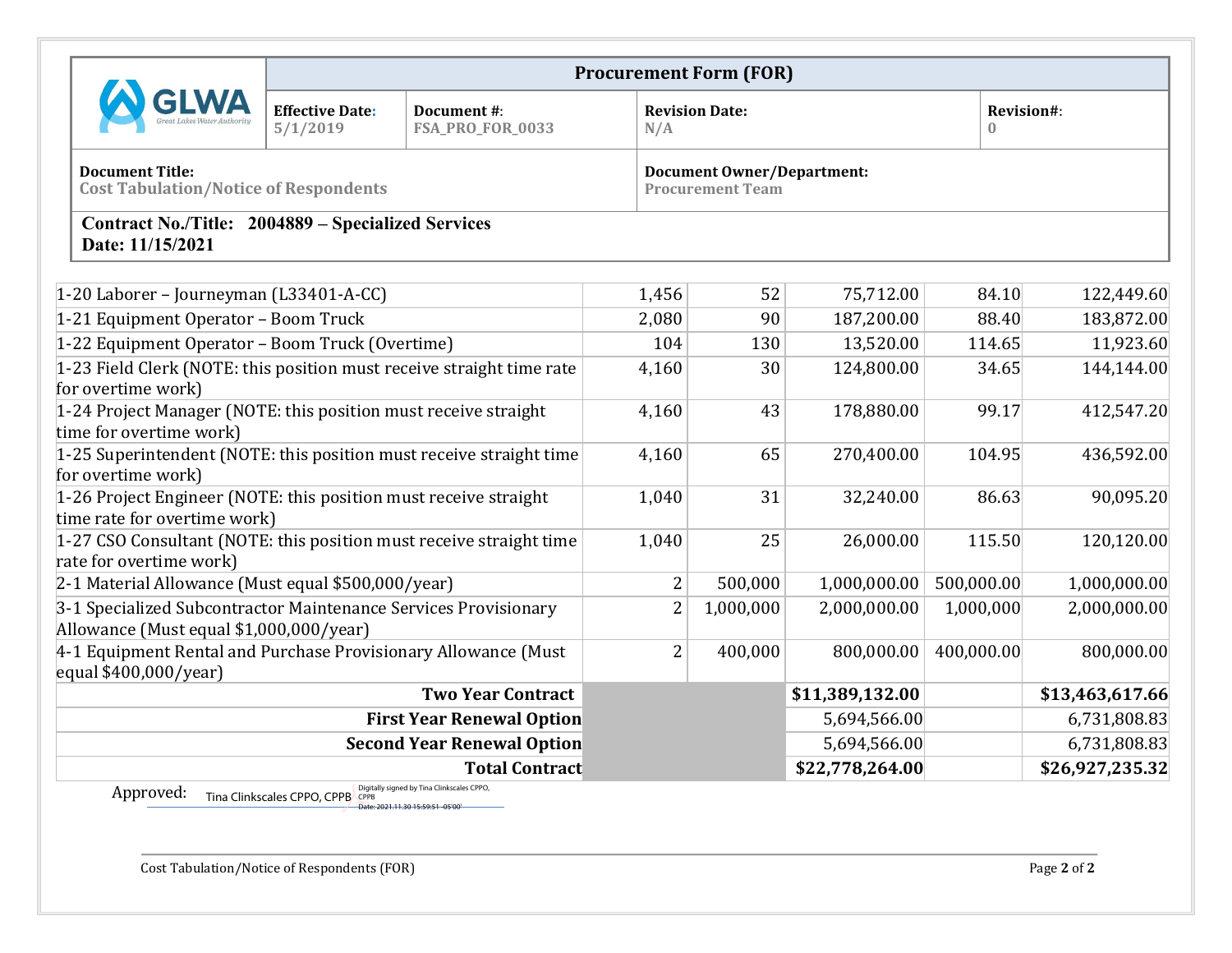| | | | | | |
|---|---|---|---|---|---|
| **Procurement Form (FOR)** | | | | | |
| GLWA Great Lakes Water Authority | **Effective Date:** 5/1/2019 | **Document #:** FSA_PRO_FOR_0033 | **Revision Date:** N/A | **Revision#:** 0 | |
| **Document Title:** Cost Tabulation/Notice of Respondents | | | **Document Owner/Department:** Procurement Team | | |

**Contract No./Title: 2004889 – Specialized Services**
**Date: 11/15/2021**

| | | | | | |
|---|---|---|---|---|---|
| 1-20 Laborer – Journeyman (L33401-A-CC) | 1,456 | 52 | 75,712.00 | 84.10 | 122,449.60 |
| 1-21 Equipment Operator – Boom Truck | 2,080 | 90 | 187,200.00 | 88.40 | 183,872.00 |
| 1-22 Equipment Operator – Boom Truck (Overtime) | 104 | 130 | 13,520.00 | 114.65 | 11,923.60 |
| 1-23 Field Clerk (NOTE: this position must receive straight time rate for overtime work) | 4,160 | 30 | 124,800.00 | 34.65 | 144,144.00 |
| 1-24 Project Manager (NOTE: this position must receive straight time for overtime work) | 4,160 | 43 | 178,880.00 | 99.17 | 412,547.20 |
| 1-25 Superintendent (NOTE: this position must receive straight time for overtime work) | 4,160 | 65 | 270,400.00 | 104.95 | 436,592.00 |
| 1-26 Project Engineer (NOTE: this position must receive straight time rate for overtime work) | 1,040 | 31 | 32,240.00 | 86.63 | 90,095.20 |
| 1-27 CSO Consultant (NOTE: this position must receive straight time rate for overtime work) | 1,040 | 25 | 26,000.00 | 115.50 | 120,120.00 |
| 2-1 Material Allowance (Must equal $500,000/year) | 2 | 500,000 | 1,000,000.00 | 500,000.00 | 1,000,000.00 |
| 3-1 Specialized Subcontractor Maintenance Services Provisionary Allowance (Must equal $1,000,000/year) | 2 | 1,000,000 | 2,000,000.00 | 1,000,000 | 2,000,000.00 |
| 4-1 Equipment Rental and Purchase Provisionary Allowance (Must equal $400,000/year) | 2 | 400,000 | 800,000.00 | 400,000.00 | 800,000.00 |
| **Two Year Contract** | | | **$11,389,132.00** | | **$13,463,617.66** |
| **First Year Renewal Option** | | | 5,694,566.00 | | 6,731,808.83 |
| **Second Year Renewal Option** | | | 5,694,566.00 | | 6,731,808.83 |
| **Total Contract** | | | **$22,778,264.00** | | **$26,927,235.32** |

Approved: Tina Clinkscales CPPO, CPPB Digitally signed by Tina Clinkscales CPPO, CPPB Date: 2021.11.30 15:59:51 -05'00'

Cost Tabulation/Notice of Respondents (FOR)